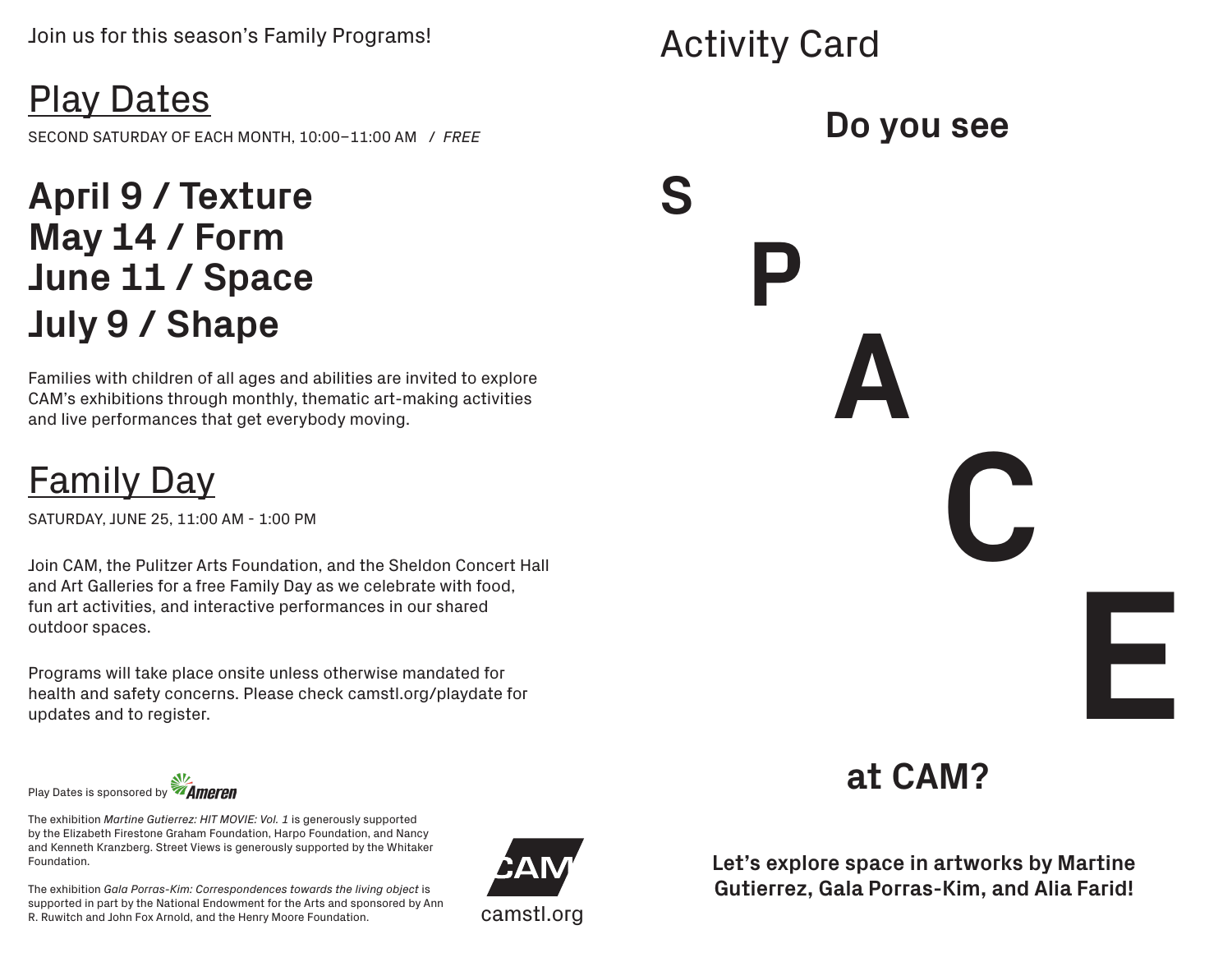Join us for this season's Family Programs!

## Play Dates

SECOND SATURDAY OF EACH MONTH, 10:00–11:00 AM / *FREE*

**April 9 / Texture**
**May 14 / Form**
**June 11 / Space**
**July 9 / Shape**

Families with children of all ages and abilities are invited to explore CAM's exhibitions through monthly, thematic art-making activities and live performances that get everybody moving.

## Family Day

SATURDAY, JUNE 25, 11:00 AM - 1:00 PM

Join CAM, the Pulitzer Arts Foundation, and the Sheldon Concert Hall and Art Galleries for a free Family Day as we celebrate with food, fun art activities, and interactive performances in our shared outdoor spaces.

Programs will take place onsite unless otherwise mandated for health and safety concerns. Please check camstl.org/playdate for updates and to register.

Play Dates is sponsored by Ameren

The exhibition *Martine Gutierrez: HIT MOVIE: Vol. 1* is generously supported by the Elizabeth Firestone Graham Foundation, Harpo Foundation, and Nancy and Kenneth Kranzberg. Street Views is generously supported by the Whitaker Foundation.

The exhibition *Gala Porras-Kim: Correspondences towards the living object* is supported in part by the National Endowment for the Arts and sponsored by Ann R. Ruwitch and John Fox Arnold, and the Henry Moore Foundation.

CAM
camstl.org

# Activity Card

**Do you see**

**S P A C E**

**at CAM?**

**Let's explore space in artworks by Martine Gutierrez, Gala Porras-Kim, and Alia Farid!**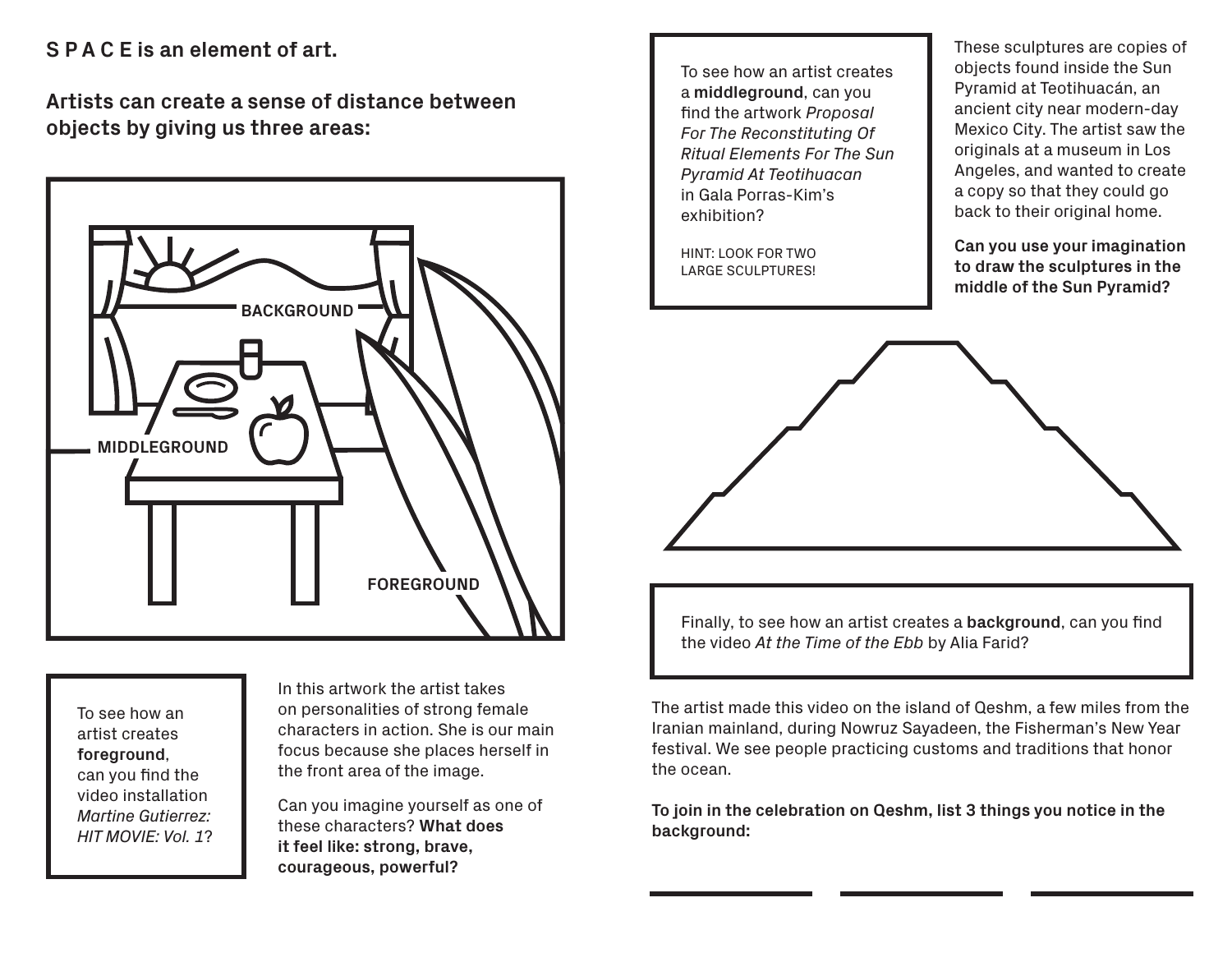**S P A C E is an element of art.**

**Artists can create a sense of distance between objects by giving us three areas:**

BACKGROUND

MIDDLEGROUND

FOREGROUND

To see how an artist creates **foreground**, can you find the video installation *Martine Gutierrez: HIT MOVIE: Vol. 1*?

In this artwork the artist takes on personalities of strong female characters in action. She is our main focus because she places herself in the front area of the image.

Can you imagine yourself as one of these characters? **What does it feel like: strong, brave, courageous, powerful?**

To see how an artist creates a **middleground**, can you find the artwork *Proposal For The Reconstituting Of Ritual Elements For The Sun Pyramid At Teotihuacan* in Gala Porras-Kim's exhibition?

HINT: LOOK FOR TWO LARGE SCULPTURES!

These sculptures are copies of objects found inside the Sun Pyramid at Teotihuacán, an ancient city near modern-day Mexico City. The artist saw the originals at a museum in Los Angeles, and wanted to create a copy so that they could go back to their original home.

**Can you use your imagination to draw the sculptures in the middle of the Sun Pyramid?**

Finally, to see how an artist creates a **background**, can you find the video *At the Time of the Ebb* by Alia Farid?

The artist made this video on the island of Qeshm, a few miles from the Iranian mainland, during Nowruz Sayadeen, the Fisherman's New Year festival. We see people practicing customs and traditions that honor the ocean.

**To join in the celebration on Qeshm, list 3 things you notice in the background:**

______ ______ ______